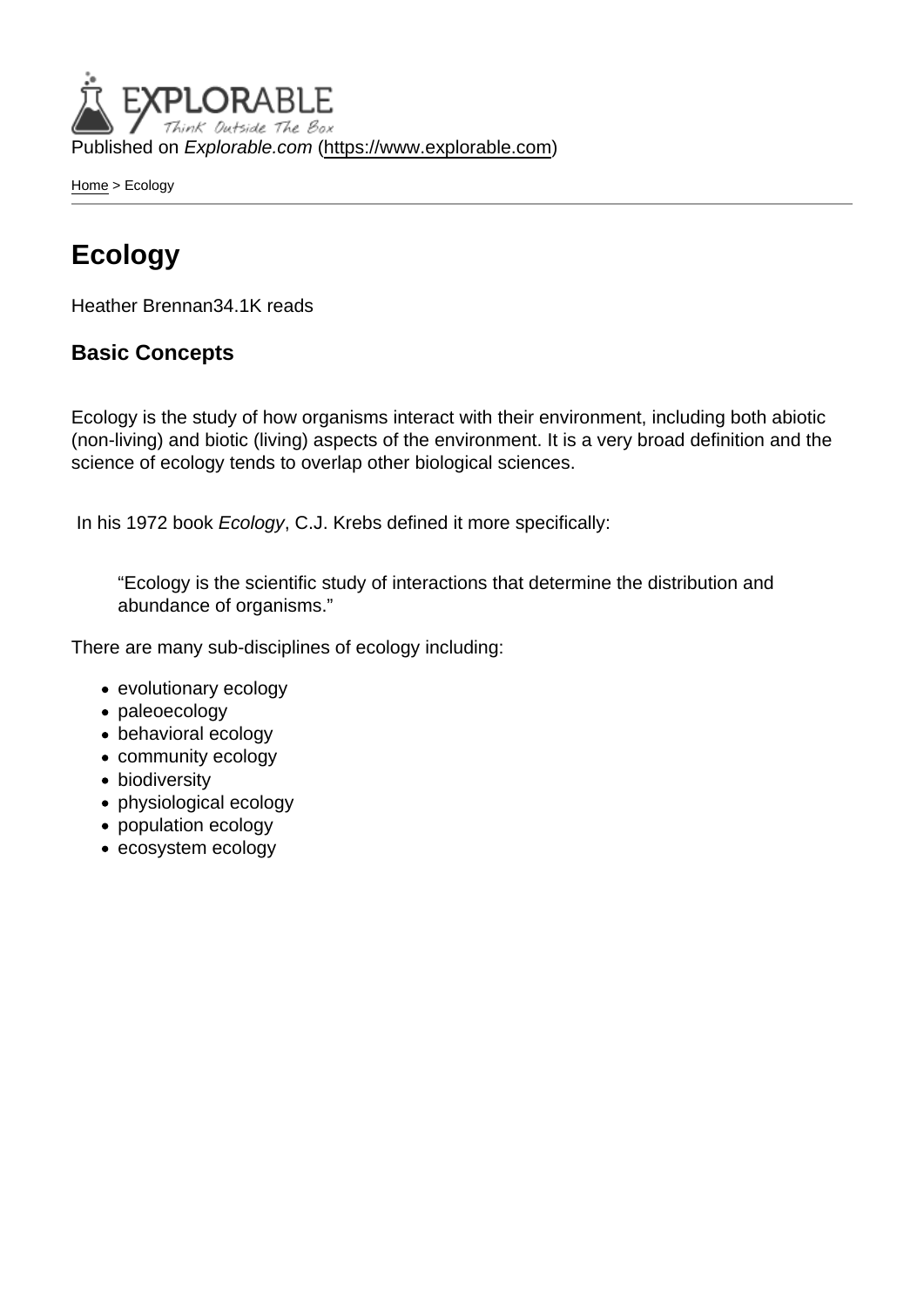Published on *Explorable.com* (https://www.explorable.com)

Home > Ecology

# Ecology

Heather Brennan34.1K reads

## Basic Concepts

Ecology is the study of how organisms interact with their environment, including both abiotic (non-living) and biotic (living) aspects of the environment. It is a very broad definition and the science of ecology tends to overlap other biological sciences.

In his 1972 book *Ecology*, C.J. Krebs defined it more specifically:

> "Ecology is the scientific study of interactions that determine the distribution and abundance of organisms."

There are many sub-disciplines of ecology including:

- evolutionary ecology
- paleoecology
- behavioral ecology
- community ecology
- biodiversity
- physiological ecology
- population ecology
- ecosystem ecology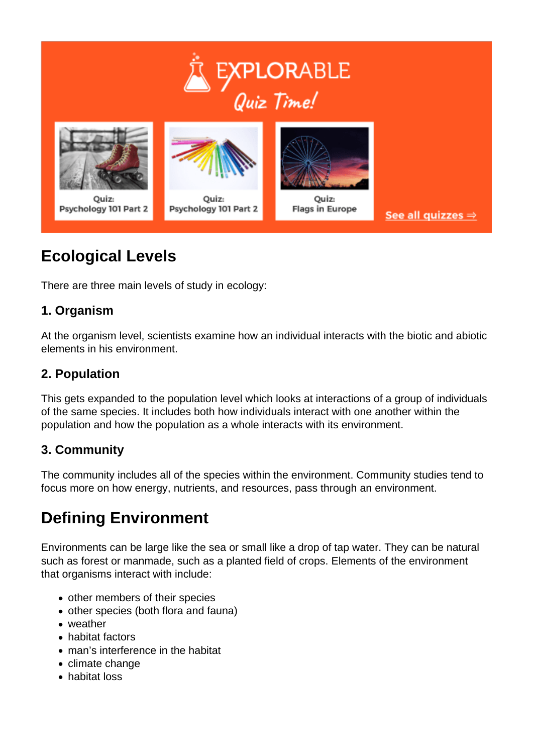## Ecological Levels

There are three main levels of study in ecology:

### 1. Organism

At the organism level, scientists examine how an individual interacts with the biotic and abiotic elements in his environment.

### 2. Population

This gets expanded to the population level which looks at interactions of a group of individuals of the same species. It includes both how individuals interact with one another within the population and how the population as a whole interacts with its environment.

### 3. Community

The community includes all of the species within the environment. Community studies tend to focus more on how energy, nutrients, and resources, pass through an environment.

## Defining Environment

Environments can be large like the sea or small like a drop of tap water. They can be natural such as forest or manmade, such as a planted field of crops. Elements of the environment that organisms interact with include:

- other members of their species
- other species (both flora and fauna)
- weather
- habitat factors
- man's interference in the habitat
- climate change
- habitat loss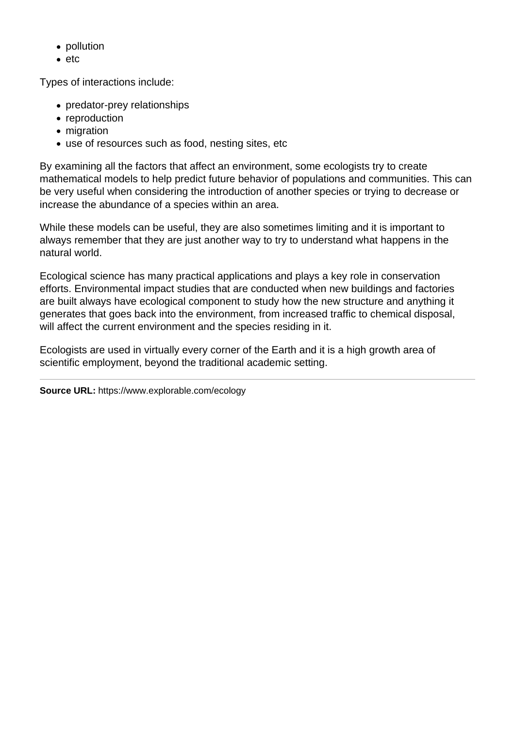- pollution
- etc

Types of interactions include:

- predator-prey relationships
- reproduction
- migration
- use of resources such as food, nesting sites, etc

By examining all the factors that affect an environment, some ecologists try to create mathematical models to help predict future behavior of populations and communities. This can be very useful when considering the introduction of another species or trying to decrease or increase the abundance of a species within an area.

While these models can be useful, they are also sometimes limiting and it is important to always remember that they are just another way to try to understand what happens in the natural world.

Ecological science has many practical applications and plays a key role in conservation efforts. Environmental impact studies that are conducted when new buildings and factories are built always have ecological component to study how the new structure and anything it generates that goes back into the environment, from increased traffic to chemical disposal, will affect the current environment and the species residing in it.

Ecologists are used in virtually every corner of the Earth and it is a high growth area of scientific employment, beyond the traditional academic setting.

---

**Source URL:** https://www.explorable.com/ecology